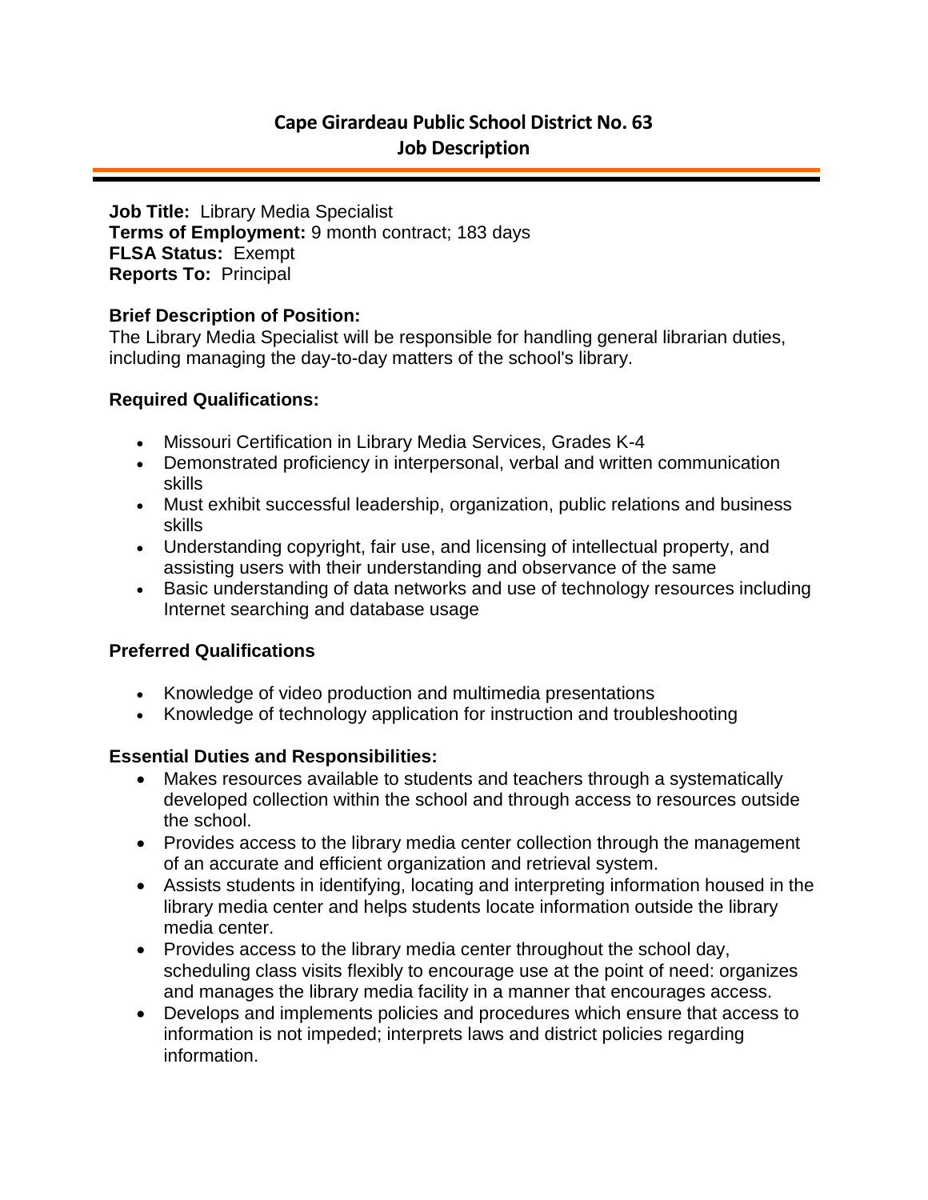# Cape Girardeau Public School District No. 63
## Job Description

**Job Title:** Library Media Specialist
**Terms of Employment:** 9 month contract; 183 days
**FLSA Status:** Exempt
**Reports To:** Principal

### Brief Description of Position:

The Library Media Specialist will be responsible for handling general librarian duties, including managing the day-to-day matters of the school's library.

### Required Qualifications:

- Missouri Certification in Library Media Services, Grades K-4
- Demonstrated proficiency in interpersonal, verbal and written communication skills
- Must exhibit successful leadership, organization, public relations and business skills
- Understanding copyright, fair use, and licensing of intellectual property, and assisting users with their understanding and observance of the same
- Basic understanding of data networks and use of technology resources including Internet searching and database usage

### Preferred Qualifications

- Knowledge of video production and multimedia presentations
- Knowledge of technology application for instruction and troubleshooting

### Essential Duties and Responsibilities:

- Makes resources available to students and teachers through a systematically developed collection within the school and through access to resources outside the school.
- Provides access to the library media center collection through the management of an accurate and efficient organization and retrieval system.
- Assists students in identifying, locating and interpreting information housed in the library media center and helps students locate information outside the library media center.
- Provides access to the library media center throughout the school day, scheduling class visits flexibly to encourage use at the point of need: organizes and manages the library media facility in a manner that encourages access.
- Develops and implements policies and procedures which ensure that access to information is not impeded; interprets laws and district policies regarding information.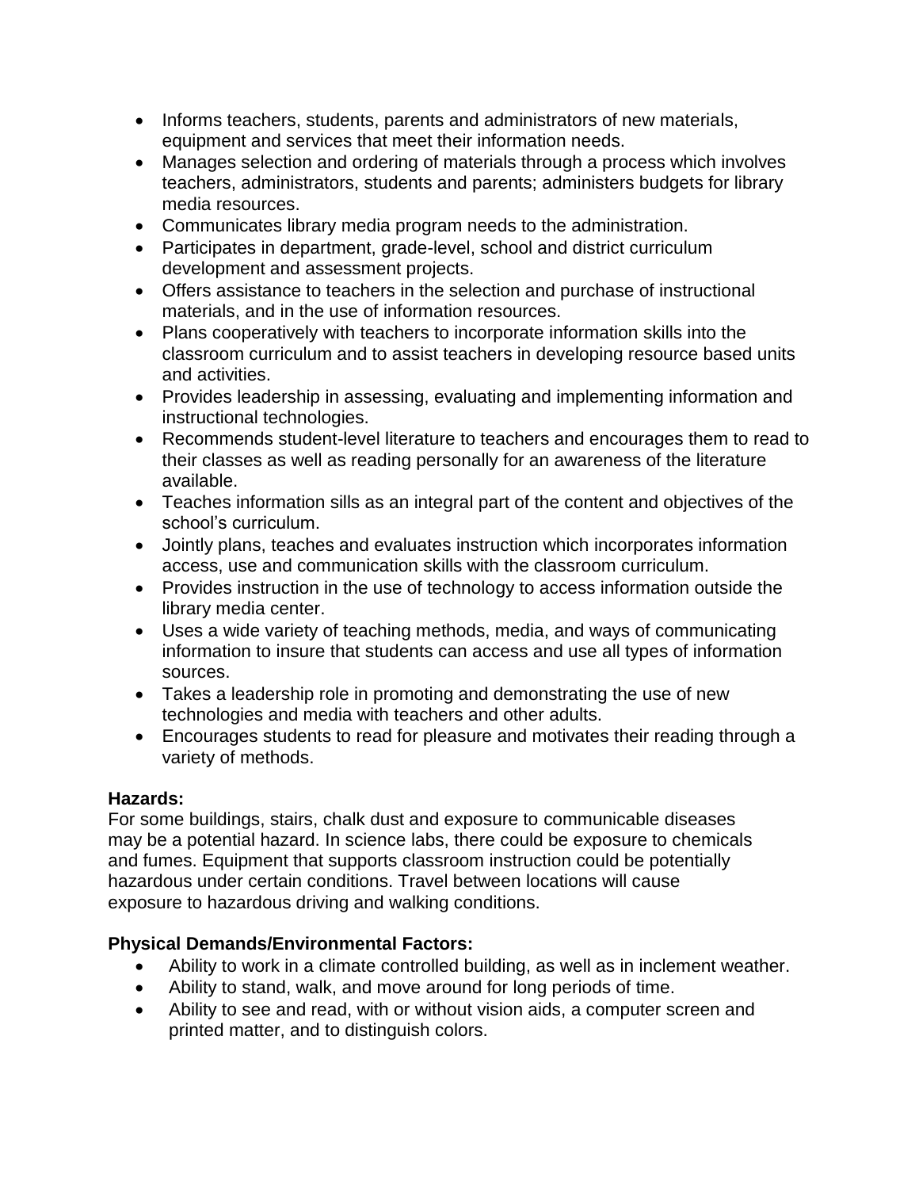- Informs teachers, students, parents and administrators of new materials, equipment and services that meet their information needs.
- Manages selection and ordering of materials through a process which involves teachers, administrators, students and parents; administers budgets for library media resources.
- Communicates library media program needs to the administration.
- Participates in department, grade-level, school and district curriculum development and assessment projects.
- Offers assistance to teachers in the selection and purchase of instructional materials, and in the use of information resources.
- Plans cooperatively with teachers to incorporate information skills into the classroom curriculum and to assist teachers in developing resource based units and activities.
- Provides leadership in assessing, evaluating and implementing information and instructional technologies.
- Recommends student-level literature to teachers and encourages them to read to their classes as well as reading personally for an awareness of the literature available.
- Teaches information sills as an integral part of the content and objectives of the school's curriculum.
- Jointly plans, teaches and evaluates instruction which incorporates information access, use and communication skills with the classroom curriculum.
- Provides instruction in the use of technology to access information outside the library media center.
- Uses a wide variety of teaching methods, media, and ways of communicating information to insure that students can access and use all types of information sources.
- Takes a leadership role in promoting and demonstrating the use of new technologies and media with teachers and other adults.
- Encourages students to read for pleasure and motivates their reading through a variety of methods.

**Hazards:**
For some buildings, stairs, chalk dust and exposure to communicable diseases may be a potential hazard. In science labs, there could be exposure to chemicals and fumes. Equipment that supports classroom instruction could be potentially hazardous under certain conditions. Travel between locations will cause exposure to hazardous driving and walking conditions.

**Physical Demands/Environmental Factors:**

- Ability to work in a climate controlled building, as well as in inclement weather.
- Ability to stand, walk, and move around for long periods of time.
- Ability to see and read, with or without vision aids, a computer screen and printed matter, and to distinguish colors.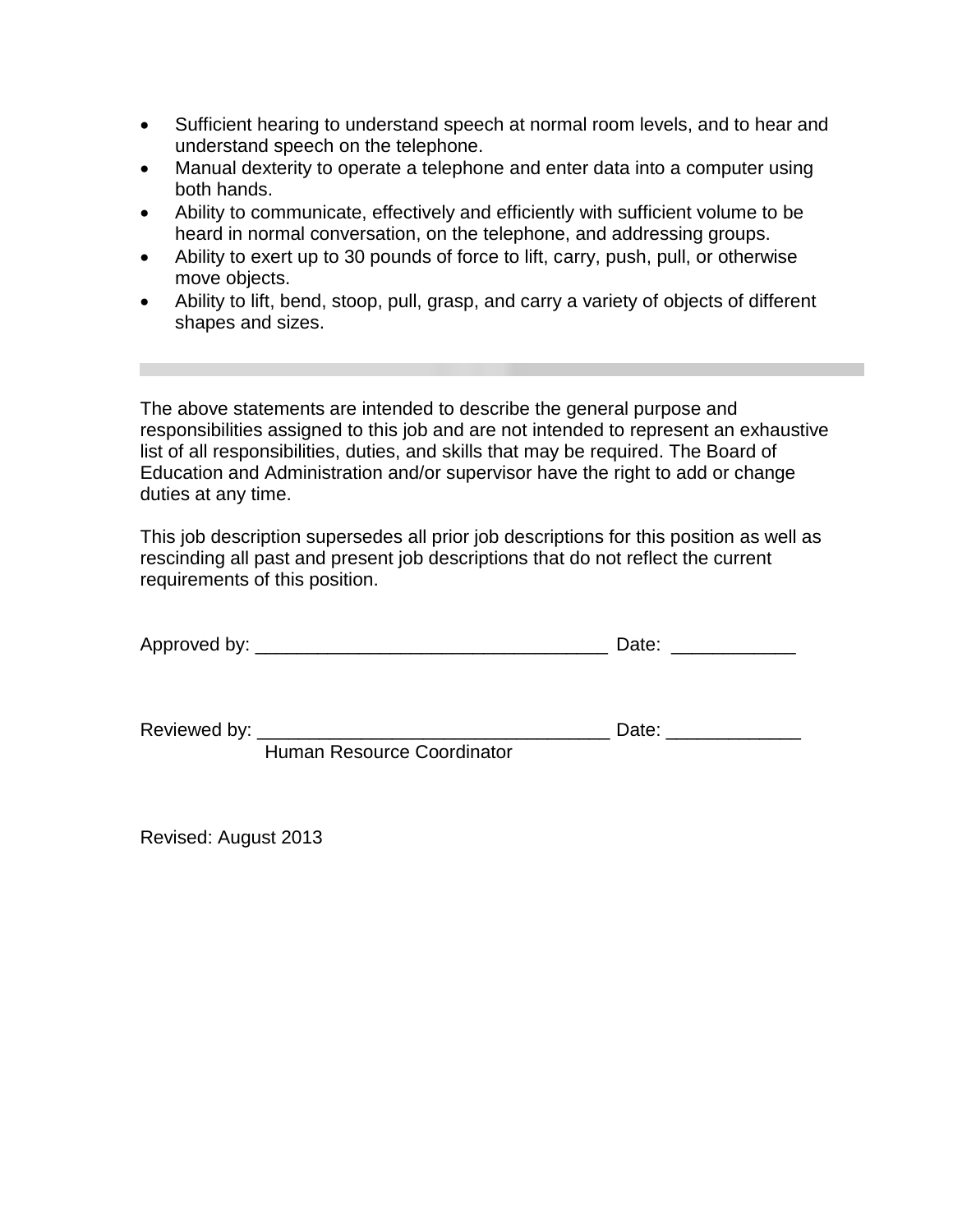- Sufficient hearing to understand speech at normal room levels, and to hear and understand speech on the telephone.
- Manual dexterity to operate a telephone and enter data into a computer using both hands.
- Ability to communicate, effectively and efficiently with sufficient volume to be heard in normal conversation, on the telephone, and addressing groups.
- Ability to exert up to 30 pounds of force to lift, carry, push, pull, or otherwise move objects.
- Ability to lift, bend, stoop, pull, grasp, and carry a variety of objects of different shapes and sizes.

---

The above statements are intended to describe the general purpose and responsibilities assigned to this job and are not intended to represent an exhaustive list of all responsibilities, duties, and skills that may be required. The Board of Education and Administration and/or supervisor have the right to add or change duties at any time.

This job description supersedes all prior job descriptions for this position as well as rescinding all past and present job descriptions that do not reflect the current requirements of this position.

Approved by: __________________________________ Date: ____________

Reviewed by: __________________________________ Date: _____________
Human Resource Coordinator

Revised: August 2013